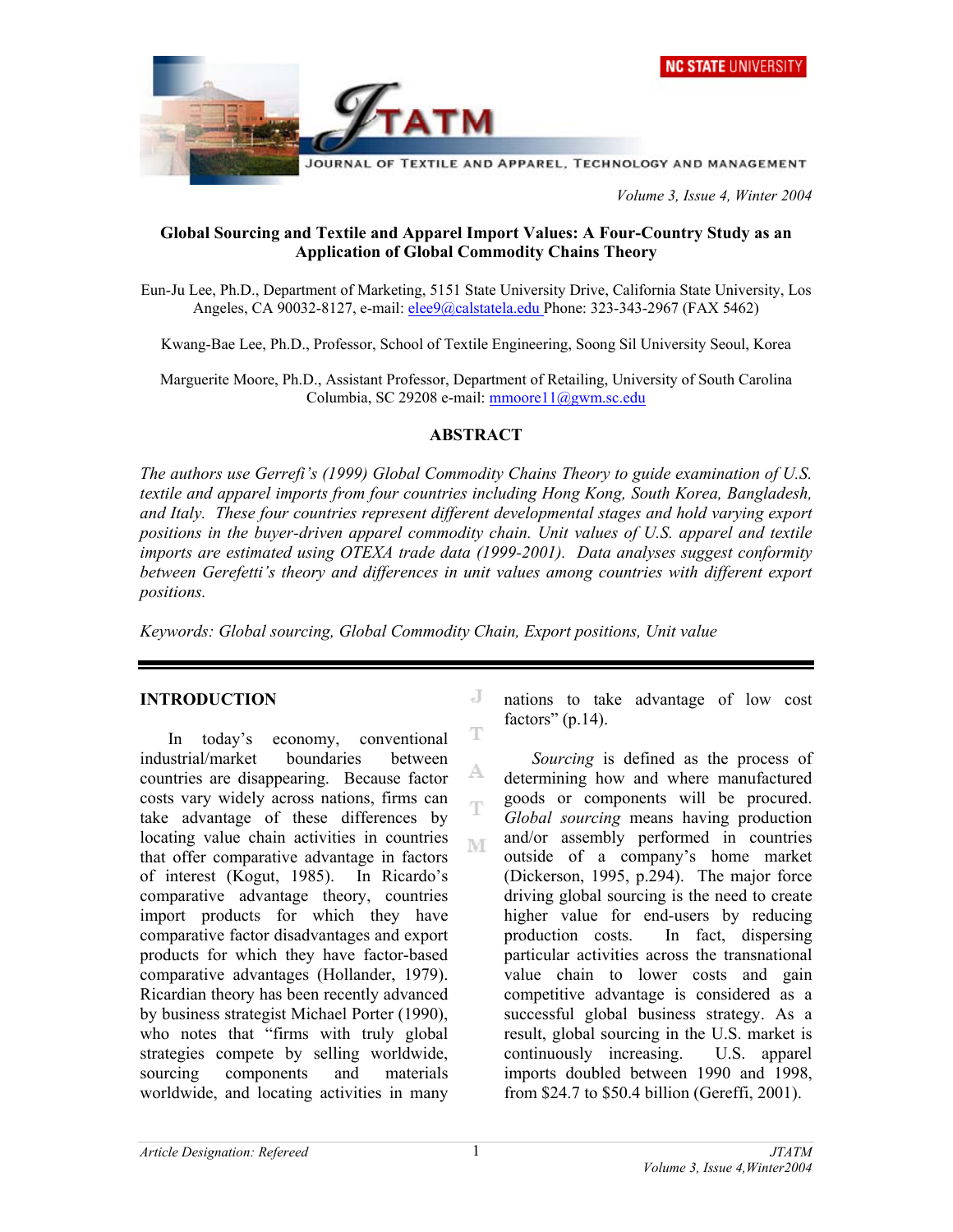# Global Sourcing and Textile and Apparel Import Values: A Four-Country Study as an Application of Global Commodity Chains Theory

Eun-Ju Lee, Ph.D., Department of Marketing, 5151 State University Drive, California State University, Los Angeles, CA 90032-8127, e-mail: elee9@calstatela.edu Phone: 323-343-2967 (FAX 5462)

Kwang-Bae Lee, Ph.D., Professor, School of Textile Engineering, Soong Sil University Seoul, Korea

Marguerite Moore, Ph.D., Assistant Professor, Department of Retailing, University of South Carolina Columbia, SC 29208 e-mail: mmoore11@gwm.sc.edu

## ABSTRACT

*The authors use Gerrefi's (1999) Global Commodity Chains Theory to guide examination of U.S. textile and apparel imports from four countries including Hong Kong, South Korea, Bangladesh, and Italy. These four countries represent different developmental stages and hold varying export positions in the buyer-driven apparel commodity chain. Unit values of U.S. apparel and textile imports are estimated using OTEXA trade data (1999-2001). Data analyses suggest conformity between Gerefetti's theory and differences in unit values among countries with different export positions.*

*Keywords: Global sourcing, Global Commodity Chain, Export positions, Unit value*

## INTRODUCTION

In today's economy, conventional industrial/market boundaries between countries are disappearing. Because factor costs vary widely across nations, firms can take advantage of these differences by locating value chain activities in countries that offer comparative advantage in factors of interest (Kogut, 1985). In Ricardo's comparative advantage theory, countries import products for which they have comparative factor disadvantages and export products for which they have factor-based comparative advantages (Hollander, 1979). Ricardian theory has been recently advanced by business strategist Michael Porter (1990), who notes that "firms with truly global strategies compete by selling worldwide, sourcing components and materials worldwide, and locating activities in many nations to take advantage of low cost factors" (p.14).

*Sourcing* is defined as the process of determining how and where manufactured goods or components will be procured. *Global sourcing* means having production and/or assembly performed in countries outside of a company's home market (Dickerson, 1995, p.294). The major force driving global sourcing is the need to create higher value for end-users by reducing production costs. In fact, dispersing particular activities across the transnational value chain to lower costs and gain competitive advantage is considered as a successful global business strategy. As a result, global sourcing in the U.S. market is continuously increasing. U.S. apparel imports doubled between 1990 and 1998, from \$24.7 to \$50.4 billion (Gereffi, 2001).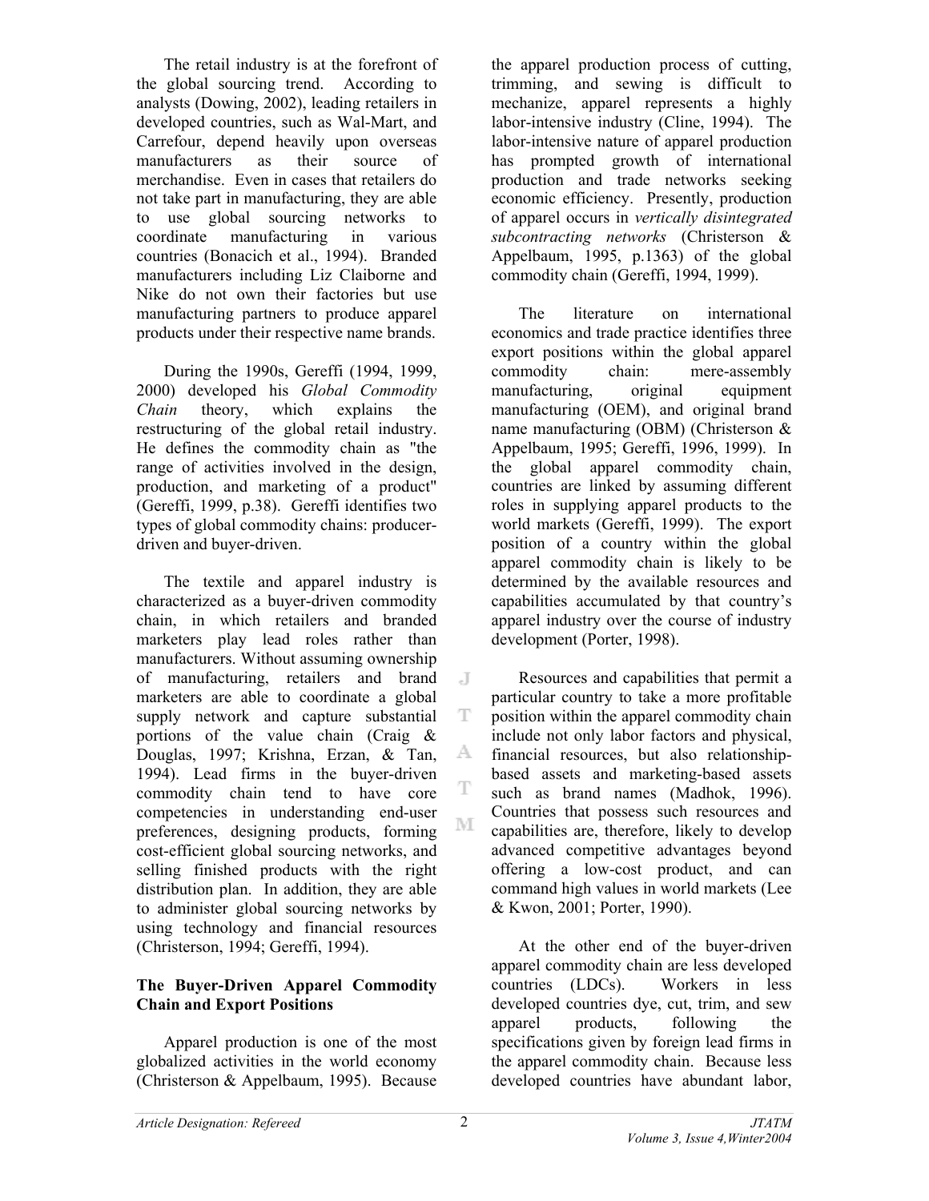The retail industry is at the forefront of the global sourcing trend. According to analysts (Dowing, 2002), leading retailers in developed countries, such as Wal-Mart, and Carrefour, depend heavily upon overseas manufacturers as their source of merchandise. Even in cases that retailers do not take part in manufacturing, they are able to use global sourcing networks to coordinate manufacturing in various countries (Bonacich et al., 1994). Branded manufacturers including Liz Claiborne and Nike do not own their factories but use manufacturing partners to produce apparel products under their respective name brands.

During the 1990s, Gereffi (1994, 1999, 2000) developed his *Global Commodity Chain* theory, which explains the restructuring of the global retail industry. He defines the commodity chain as "the range of activities involved in the design, production, and marketing of a product" (Gereffi, 1999, p.38). Gereffi identifies two types of global commodity chains: producer-driven and buyer-driven.

The textile and apparel industry is characterized as a buyer-driven commodity chain, in which retailers and branded marketers play lead roles rather than manufacturers. Without assuming ownership of manufacturing, retailers and brand marketers are able to coordinate a global supply network and capture substantial portions of the value chain (Craig & Douglas, 1997; Krishna, Erzan, & Tan, 1994). Lead firms in the buyer-driven commodity chain tend to have core competencies in understanding end-user preferences, designing products, forming cost-efficient global sourcing networks, and selling finished products with the right distribution plan. In addition, they are able to administer global sourcing networks by using technology and financial resources (Christerson, 1994; Gereffi, 1994).

### The Buyer-Driven Apparel Commodity Chain and Export Positions

Apparel production is one of the most globalized activities in the world economy (Christerson & Appelbaum, 1995). Because the apparel production process of cutting, trimming, and sewing is difficult to mechanize, apparel represents a highly labor-intensive industry (Cline, 1994). The labor-intensive nature of apparel production has prompted growth of international production and trade networks seeking economic efficiency. Presently, production of apparel occurs in *vertically disintegrated subcontracting networks* (Christerson & Appelbaum, 1995, p.1363) of the global commodity chain (Gereffi, 1994, 1999).

The literature on international economics and trade practice identifies three export positions within the global apparel commodity chain: mere-assembly manufacturing, original equipment manufacturing (OEM), and original brand name manufacturing (OBM) (Christerson & Appelbaum, 1995; Gereffi, 1996, 1999). In the global apparel commodity chain, countries are linked by assuming different roles in supplying apparel products to the world markets (Gereffi, 1999). The export position of a country within the global apparel commodity chain is likely to be determined by the available resources and capabilities accumulated by that country's apparel industry over the course of industry development (Porter, 1998).

Resources and capabilities that permit a particular country to take a more profitable position within the apparel commodity chain include not only labor factors and physical, financial resources, but also relationship-based assets and marketing-based assets such as brand names (Madhok, 1996). Countries that possess such resources and capabilities are, therefore, likely to develop advanced competitive advantages beyond offering a low-cost product, and can command high values in world markets (Lee & Kwon, 2001; Porter, 1990).

At the other end of the buyer-driven apparel commodity chain are less developed countries (LDCs). Workers in less developed countries dye, cut, trim, and sew apparel products, following the specifications given by foreign lead firms in the apparel commodity chain. Because less developed countries have abundant labor,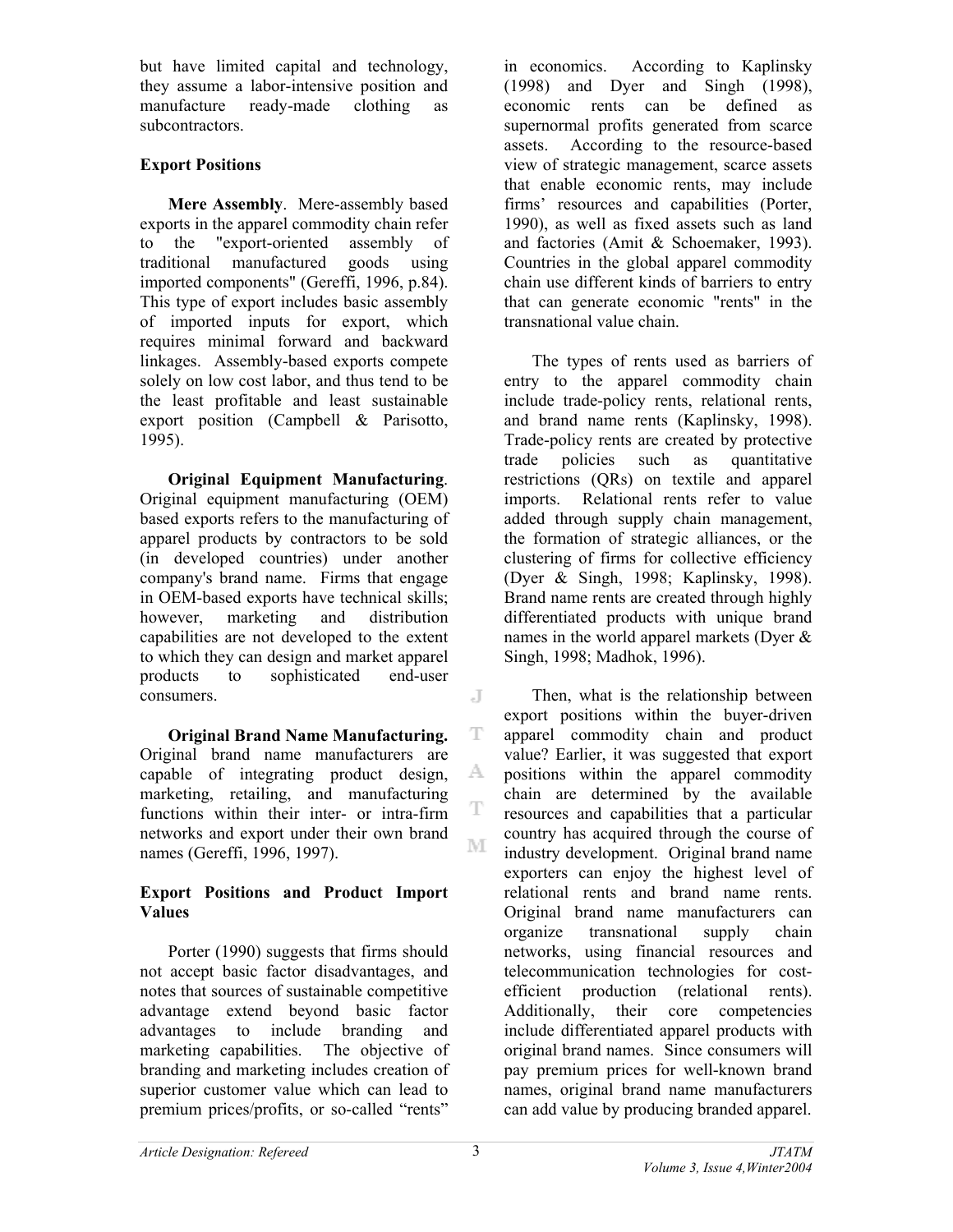but have limited capital and technology, they assume a labor-intensive position and manufacture ready-made clothing as subcontractors.

### Export Positions

**Mere Assembly**. Mere-assembly based exports in the apparel commodity chain refer to the "export-oriented assembly of traditional manufactured goods using imported components" (Gereffi, 1996, p.84). This type of export includes basic assembly of imported inputs for export, which requires minimal forward and backward linkages. Assembly-based exports compete solely on low cost labor, and thus tend to be the least profitable and least sustainable export position (Campbell & Parisotto, 1995).

**Original Equipment Manufacturing**. Original equipment manufacturing (OEM) based exports refers to the manufacturing of apparel products by contractors to be sold (in developed countries) under another company's brand name. Firms that engage in OEM-based exports have technical skills; however, marketing and distribution capabilities are not developed to the extent to which they can design and market apparel products to sophisticated end-user consumers.

**Original Brand Name Manufacturing.** Original brand name manufacturers are capable of integrating product design, marketing, retailing, and manufacturing functions within their inter- or intra-firm networks and export under their own brand names (Gereffi, 1996, 1997).

### Export Positions and Product Import Values

Porter (1990) suggests that firms should not accept basic factor disadvantages, and notes that sources of sustainable competitive advantage extend beyond basic factor advantages to include branding and marketing capabilities. The objective of branding and marketing includes creation of superior customer value which can lead to premium prices/profits, or so-called "rents" in economics. According to Kaplinsky (1998) and Dyer and Singh (1998), economic rents can be defined as supernormal profits generated from scarce assets. According to the resource-based view of strategic management, scarce assets that enable economic rents, may include firms' resources and capabilities (Porter, 1990), as well as fixed assets such as land and factories (Amit & Schoemaker, 1993). Countries in the global apparel commodity chain use different kinds of barriers to entry that can generate economic "rents" in the transnational value chain.

The types of rents used as barriers of entry to the apparel commodity chain include trade-policy rents, relational rents, and brand name rents (Kaplinsky, 1998). Trade-policy rents are created by protective trade policies such as quantitative restrictions (QRs) on textile and apparel imports. Relational rents refer to value added through supply chain management, the formation of strategic alliances, or the clustering of firms for collective efficiency (Dyer & Singh, 1998; Kaplinsky, 1998). Brand name rents are created through highly differentiated products with unique brand names in the world apparel markets (Dyer & Singh, 1998; Madhok, 1996).

Then, what is the relationship between export positions within the buyer-driven apparel commodity chain and product value? Earlier, it was suggested that export positions within the apparel commodity chain are determined by the available resources and capabilities that a particular country has acquired through the course of industry development. Original brand name exporters can enjoy the highest level of relational rents and brand name rents. Original brand name manufacturers can organize transnational supply chain networks, using financial resources and telecommunication technologies for cost-efficient production (relational rents). Additionally, their core competencies include differentiated apparel products with original brand names. Since consumers will pay premium prices for well-known brand names, original brand name manufacturers can add value by producing branded apparel.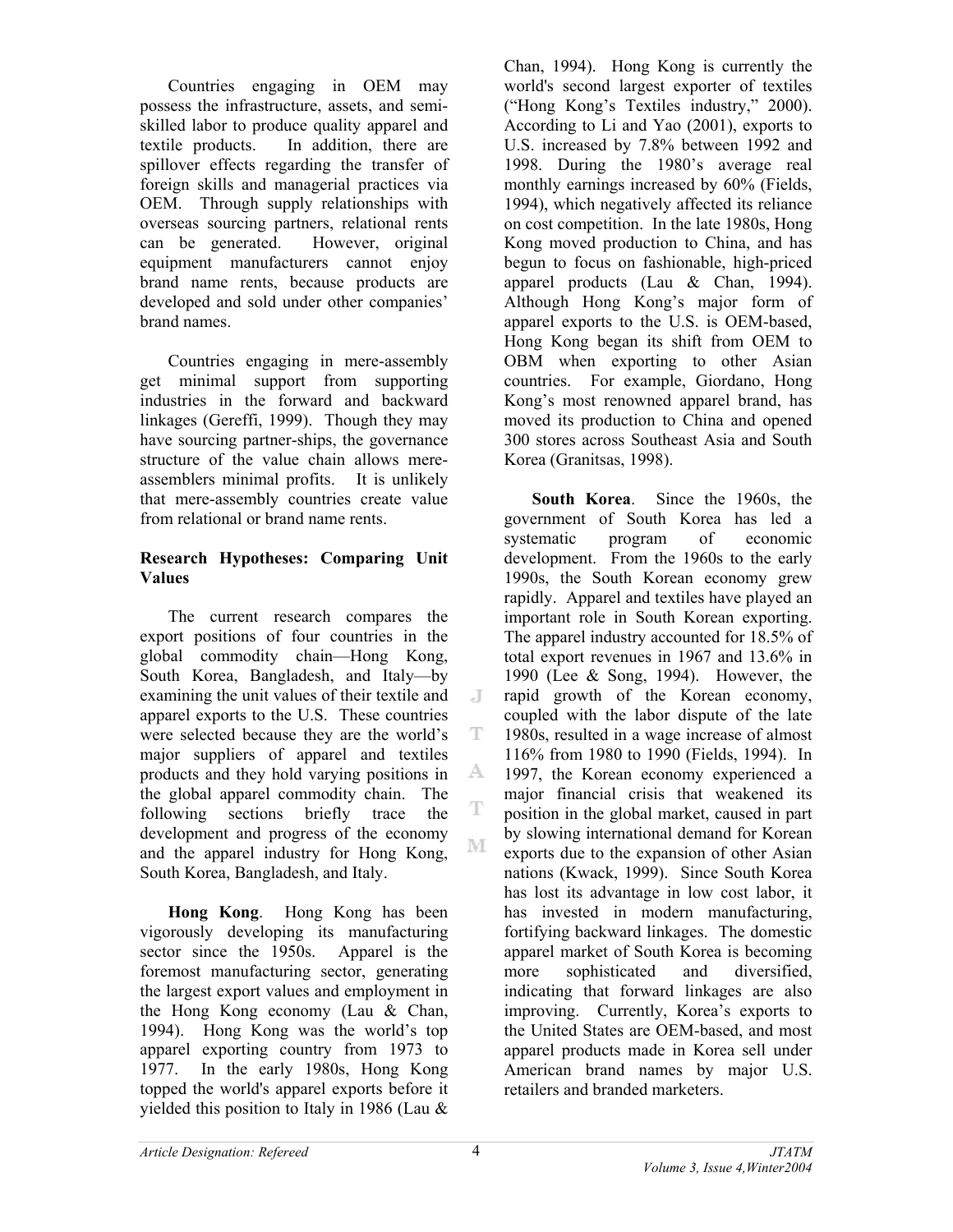Countries engaging in OEM may possess the infrastructure, assets, and semi-skilled labor to produce quality apparel and textile products. In addition, there are spillover effects regarding the transfer of foreign skills and managerial practices via OEM. Through supply relationships with overseas sourcing partners, relational rents can be generated. However, original equipment manufacturers cannot enjoy brand name rents, because products are developed and sold under other companies' brand names.

Countries engaging in mere-assembly get minimal support from supporting industries in the forward and backward linkages (Gereffi, 1999). Though they may have sourcing partner-ships, the governance structure of the value chain allows mere-assemblers minimal profits. It is unlikely that mere-assembly countries create value from relational or brand name rents.

**Research Hypotheses: Comparing Unit Values**

The current research compares the export positions of four countries in the global commodity chain—Hong Kong, South Korea, Bangladesh, and Italy—by examining the unit values of their textile and apparel exports to the U.S. These countries were selected because they are the world's major suppliers of apparel and textiles products and they hold varying positions in the global apparel commodity chain. The following sections briefly trace the development and progress of the economy and the apparel industry for Hong Kong, South Korea, Bangladesh, and Italy.

**Hong Kong**. Hong Kong has been vigorously developing its manufacturing sector since the 1950s. Apparel is the foremost manufacturing sector, generating the largest export values and employment in the Hong Kong economy (Lau & Chan, 1994). Hong Kong was the world's top apparel exporting country from 1973 to 1977. In the early 1980s, Hong Kong topped the world's apparel exports before it yielded this position to Italy in 1986 (Lau & Chan, 1994). Hong Kong is currently the world's second largest exporter of textiles ("Hong Kong's Textiles industry," 2000). According to Li and Yao (2001), exports to U.S. increased by 7.8% between 1992 and 1998. During the 1980's average real monthly earnings increased by 60% (Fields, 1994), which negatively affected its reliance on cost competition. In the late 1980s, Hong Kong moved production to China, and has begun to focus on fashionable, high-priced apparel products (Lau & Chan, 1994). Although Hong Kong's major form of apparel exports to the U.S. is OEM-based, Hong Kong began its shift from OEM to OBM when exporting to other Asian countries. For example, Giordano, Hong Kong's most renowned apparel brand, has moved its production to China and opened 300 stores across Southeast Asia and South Korea (Granitsas, 1998).

**South Korea**. Since the 1960s, the government of South Korea has led a systematic program of economic development. From the 1960s to the early 1990s, the South Korean economy grew rapidly. Apparel and textiles have played an important role in South Korean exporting. The apparel industry accounted for 18.5% of total export revenues in 1967 and 13.6% in 1990 (Lee & Song, 1994). However, the rapid growth of the Korean economy, coupled with the labor dispute of the late 1980s, resulted in a wage increase of almost 116% from 1980 to 1990 (Fields, 1994). In 1997, the Korean economy experienced a major financial crisis that weakened its position in the global market, caused in part by slowing international demand for Korean exports due to the expansion of other Asian nations (Kwack, 1999). Since South Korea has lost its advantage in low cost labor, it has invested in modern manufacturing, fortifying backward linkages. The domestic apparel market of South Korea is becoming more sophisticated and diversified, indicating that forward linkages are also improving. Currently, Korea's exports to the United States are OEM-based, and most apparel products made in Korea sell under American brand names by major U.S. retailers and branded marketers.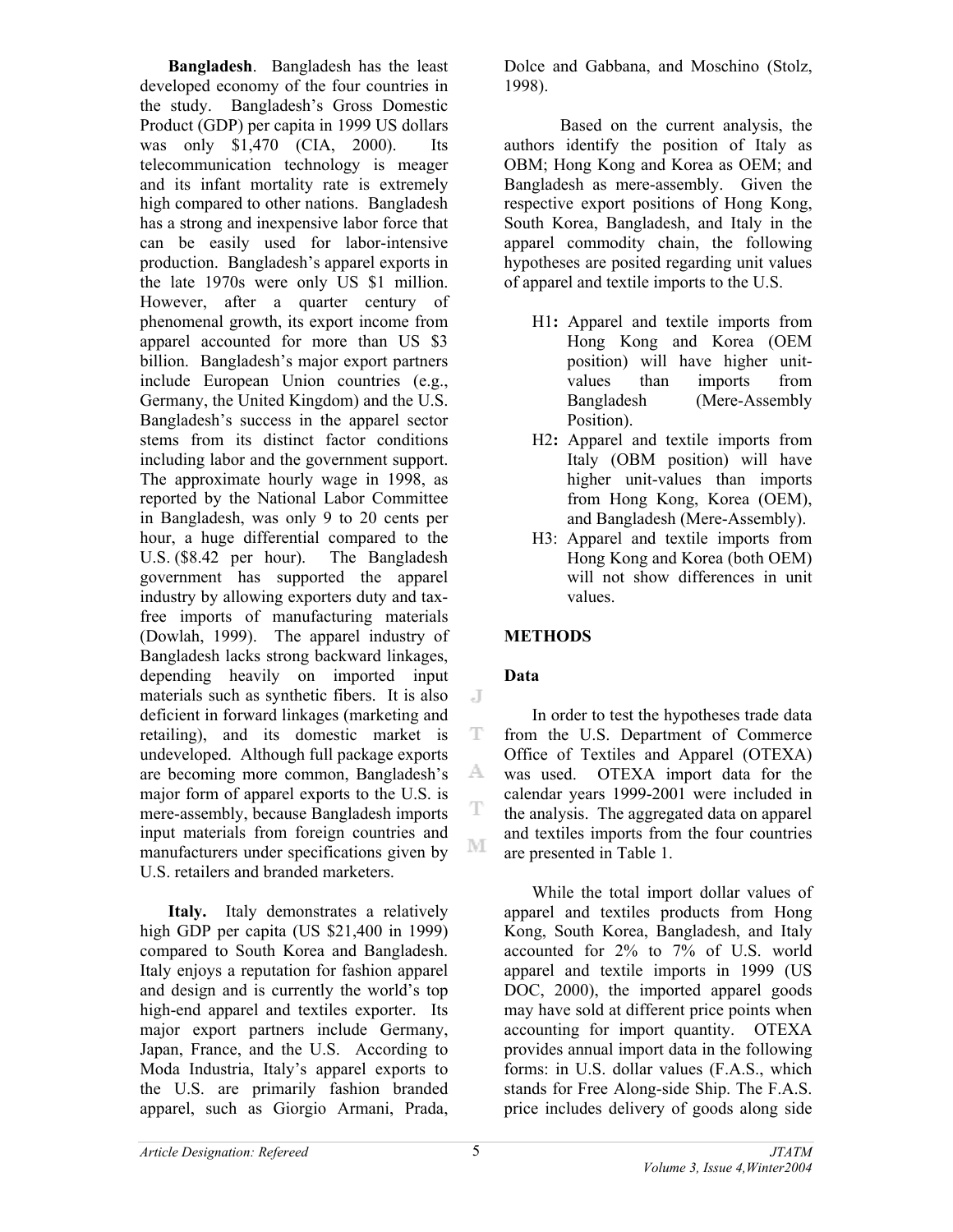**Bangladesh**. Bangladesh has the least developed economy of the four countries in the study. Bangladesh's Gross Domestic Product (GDP) per capita in 1999 US dollars was only $1,470 (CIA, 2000). Its telecommunication technology is meager and its infant mortality rate is extremely high compared to other nations. Bangladesh has a strong and inexpensive labor force that can be easily used for labor-intensive production. Bangladesh's apparel exports in the late 1970s were only US $1 million. However, after a quarter century of phenomenal growth, its export income from apparel accounted for more than US $3 billion. Bangladesh's major export partners include European Union countries (e.g., Germany, the United Kingdom) and the U.S. Bangladesh's success in the apparel sector stems from its distinct factor conditions including labor and the government support. The approximate hourly wage in 1998, as reported by the National Labor Committee in Bangladesh, was only 9 to 20 cents per hour, a huge differential compared to the U.S. ($8.42 per hour). The Bangladesh government has supported the apparel industry by allowing exporters duty and tax-free imports of manufacturing materials (Dowlah, 1999). The apparel industry of Bangladesh lacks strong backward linkages, depending heavily on imported input materials such as synthetic fibers. It is also deficient in forward linkages (marketing and retailing), and its domestic market is undeveloped. Although full package exports are becoming more common, Bangladesh's major form of apparel exports to the U.S. is mere-assembly, because Bangladesh imports input materials from foreign countries and manufacturers under specifications given by U.S. retailers and branded marketers.

**Italy.** Italy demonstrates a relatively high GDP per capita (US $21,400 in 1999) compared to South Korea and Bangladesh. Italy enjoys a reputation for fashion apparel and design and is currently the world's top high-end apparel and textiles exporter. Its major export partners include Germany, Japan, France, and the U.S. According to Moda Industria, Italy's apparel exports to the U.S. are primarily fashion branded apparel, such as Giorgio Armani, Prada, Dolce and Gabbana, and Moschino (Stolz, 1998).

Based on the current analysis, the authors identify the position of Italy as OBM; Hong Kong and Korea as OEM; and Bangladesh as mere-assembly. Given the respective export positions of Hong Kong, South Korea, Bangladesh, and Italy in the apparel commodity chain, the following hypotheses are posited regarding unit values of apparel and textile imports to the U.S.

- H1**:** Apparel and textile imports from Hong Kong and Korea (OEM position) will have higher unit-values than imports from Bangladesh (Mere-Assembly Position).
- H2**:** Apparel and textile imports from Italy (OBM position) will have higher unit-values than imports from Hong Kong, Korea (OEM), and Bangladesh (Mere-Assembly).
- H3: Apparel and textile imports from Hong Kong and Korea (both OEM) will not show differences in unit values.

## METHODS

### Data

In order to test the hypotheses trade data from the U.S. Department of Commerce Office of Textiles and Apparel (OTEXA) was used. OTEXA import data for the calendar years 1999-2001 were included in the analysis. The aggregated data on apparel and textiles imports from the four countries are presented in Table 1.

While the total import dollar values of apparel and textiles products from Hong Kong, South Korea, Bangladesh, and Italy accounted for 2% to 7% of U.S. world apparel and textile imports in 1999 (US DOC, 2000), the imported apparel goods may have sold at different price points when accounting for import quantity. OTEXA provides annual import data in the following forms: in U.S. dollar values (F.A.S., which stands for Free Along-side Ship. The F.A.S. price includes delivery of goods along side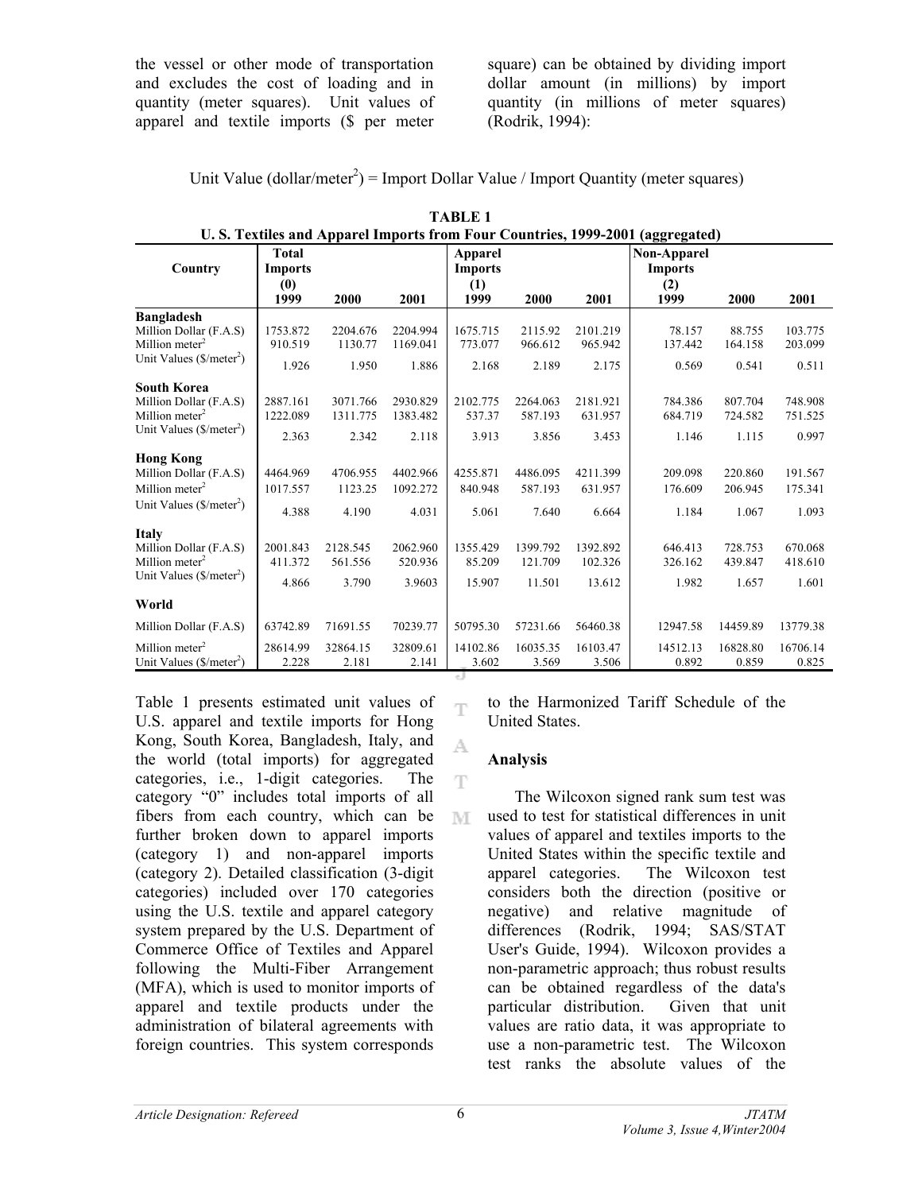the vessel or other mode of transportation and excludes the cost of loading and in quantity (meter squares). Unit values of apparel and textile imports ($ per meter square) can be obtained by dividing import dollar amount (in millions) by import quantity (in millions of meter squares) (Rodrik, 1994):

Unit Value (dollar/meter$^2$) = Import Dollar Value / Import Quantity (meter squares)

**TABLE 1**
**U. S. Textiles and Apparel Imports from Four Countries, 1999-2001 (aggregated)**

| Country | Total Imports (0) 1999 | 2000 | 2001 | Apparel Imports (1) 1999 | 2000 | 2001 | Non-Apparel Imports (2) 1999 | 2000 | 2001 |
|---|---|---|---|---|---|---|---|---|---|
| **Bangladesh** | | | | | | | | | |
| Million Dollar (F.A.S) | 1753.872 | 2204.676 | 2204.994 | 1675.715 | 2115.92 | 2101.219 | 78.157 | 88.755 | 103.775 |
| Million meter$^2$ | 910.519 | 1130.77 | 1169.041 | 773.077 | 966.612 | 965.942 | 137.442 | 164.158 | 203.099 |
| Unit Values ($/meter$^2$) | 1.926 | 1.950 | 1.886 | 2.168 | 2.189 | 2.175 | 0.569 | 0.541 | 0.511 |
| **South Korea** | | | | | | | | | |
| Million Dollar (F.A.S) | 2887.161 | 3071.766 | 2930.829 | 2102.775 | 2264.063 | 2181.921 | 784.386 | 807.704 | 748.908 |
| Million meter$^2$ | 1222.089 | 1311.775 | 1383.482 | 537.37 | 587.193 | 631.957 | 684.719 | 724.582 | 751.525 |
| Unit Values ($/meter$^2$) | 2.363 | 2.342 | 2.118 | 3.913 | 3.856 | 3.453 | 1.146 | 1.115 | 0.997 |
| **Hong Kong** | | | | | | | | | |
| Million Dollar (F.A.S) | 4464.969 | 4706.955 | 4402.966 | 4255.871 | 4486.095 | 4211.399 | 209.098 | 220.860 | 191.567 |
| Million meter$^2$ | 1017.557 | 1123.25 | 1092.272 | 840.948 | 587.193 | 631.957 | 176.609 | 206.945 | 175.341 |
| Unit Values ($/meter$^2$) | 4.388 | 4.190 | 4.031 | 5.061 | 7.640 | 6.664 | 1.184 | 1.067 | 1.093 |
| **Italy** | | | | | | | | | |
| Million Dollar (F.A.S) | 2001.843 | 2128.545 | 2062.960 | 1355.429 | 1399.792 | 1392.892 | 646.413 | 728.753 | 670.068 |
| Million meter$^2$ | 411.372 | 561.556 | 520.936 | 85.209 | 121.709 | 102.326 | 326.162 | 439.847 | 418.610 |
| Unit Values ($/meter$^2$) | 4.866 | 3.790 | 3.9603 | 15.907 | 11.501 | 13.612 | 1.982 | 1.657 | 1.601 |
| **World** | | | | | | | | | |
| Million Dollar (F.A.S) | 63742.89 | 71691.55 | 70239.77 | 50795.30 | 57231.66 | 56460.38 | 12947.58 | 14459.89 | 13779.38 |
| Million meter$^2$ | 28614.99 | 32864.15 | 32809.61 | 14102.86 | 16035.35 | 16103.47 | 14512.13 | 16828.80 | 16706.14 |
| Unit Values ($/meter$^2$) | 2.228 | 2.181 | 2.141 | 3.602 | 3.569 | 3.506 | 0.892 | 0.859 | 0.825 |

Table 1 presents estimated unit values of U.S. apparel and textile imports for Hong Kong, South Korea, Bangladesh, Italy, and the world (total imports) for aggregated categories, i.e., 1-digit categories. The category "0" includes total imports of all fibers from each country, which can be further broken down to apparel imports (category 1) and non-apparel imports (category 2). Detailed classification (3-digit categories) included over 170 categories using the U.S. textile and apparel category system prepared by the U.S. Department of Commerce Office of Textiles and Apparel following the Multi-Fiber Arrangement (MFA), which is used to monitor imports of apparel and textile products under the administration of bilateral agreements with foreign countries. This system corresponds to the Harmonized Tariff Schedule of the United States.

### Analysis

The Wilcoxon signed rank sum test was used to test for statistical differences in unit values of apparel and textiles imports to the United States within the specific textile and apparel categories. The Wilcoxon test considers both the direction (positive or negative) and relative magnitude of differences (Rodrik, 1994; SAS/STAT User's Guide, 1994). Wilcoxon provides a non-parametric approach; thus robust results can be obtained regardless of the data's particular distribution. Given that unit values are ratio data, it was appropriate to use a non-parametric test. The Wilcoxon test ranks the absolute values of the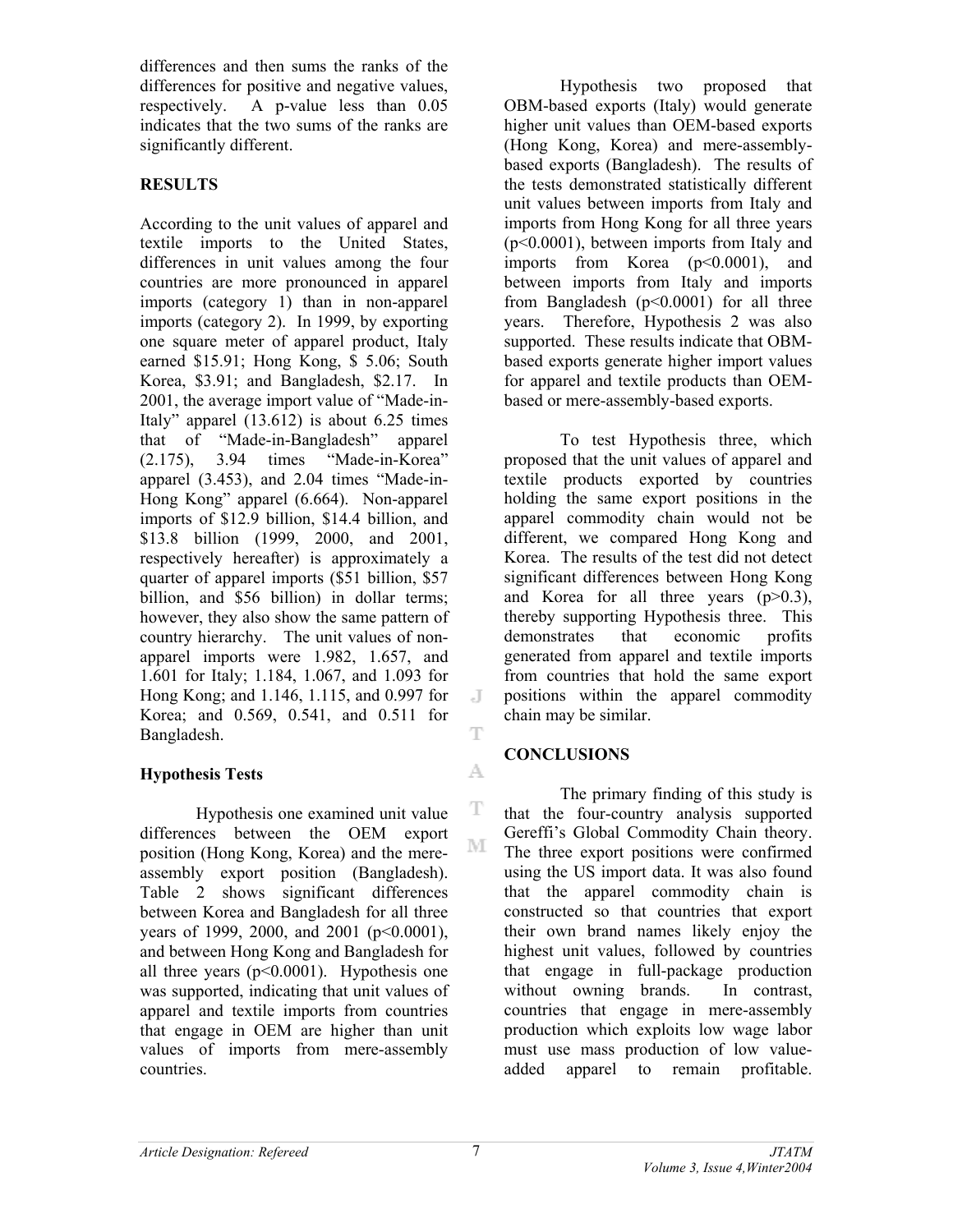differences and then sums the ranks of the differences for positive and negative values, respectively. A p-value less than 0.05 indicates that the two sums of the ranks are significantly different.

## RESULTS

According to the unit values of apparel and textile imports to the United States, differences in unit values among the four countries are more pronounced in apparel imports (category 1) than in non-apparel imports (category 2). In 1999, by exporting one square meter of apparel product, Italy earned $15.91; Hong Kong, $ 5.06; South Korea, $3.91; and Bangladesh, $2.17. In 2001, the average import value of "Made-in-Italy" apparel (13.612) is about 6.25 times that of "Made-in-Bangladesh" apparel (2.175), 3.94 times "Made-in-Korea" apparel (3.453), and 2.04 times "Made-in-Hong Kong" apparel (6.664). Non-apparel imports of $12.9 billion, $14.4 billion, and $13.8 billion (1999, 2000, and 2001, respectively hereafter) is approximately a quarter of apparel imports ($51 billion, $57 billion, and $56 billion) in dollar terms; however, they also show the same pattern of country hierarchy. The unit values of non-apparel imports were 1.982, 1.657, and 1.601 for Italy; 1.184, 1.067, and 1.093 for Hong Kong; and 1.146, 1.115, and 0.997 for Korea; and 0.569, 0.541, and 0.511 for Bangladesh.

### Hypothesis Tests

Hypothesis one examined unit value differences between the OEM export position (Hong Kong, Korea) and the mere-assembly export position (Bangladesh). Table 2 shows significant differences between Korea and Bangladesh for all three years of 1999, 2000, and 2001 ($p<0.0001$), and between Hong Kong and Bangladesh for all three years ($p<0.0001$). Hypothesis one was supported, indicating that unit values of apparel and textile imports from countries that engage in OEM are higher than unit values of imports from mere-assembly countries.

Hypothesis two proposed that OBM-based exports (Italy) would generate higher unit values than OEM-based exports (Hong Kong, Korea) and mere-assembly-based exports (Bangladesh). The results of the tests demonstrated statistically different unit values between imports from Italy and imports from Hong Kong for all three years ($p<0.0001$), between imports from Italy and imports from Korea ($p<0.0001$), and between imports from Italy and imports from Bangladesh ($p<0.0001$) for all three years. Therefore, Hypothesis 2 was also supported. These results indicate that OBM-based exports generate higher import values for apparel and textile products than OEM-based or mere-assembly-based exports.

To test Hypothesis three, which proposed that the unit values of apparel and textile products exported by countries holding the same export positions in the apparel commodity chain would not be different, we compared Hong Kong and Korea. The results of the test did not detect significant differences between Hong Kong and Korea for all three years ($p>0.3$), thereby supporting Hypothesis three. This demonstrates that economic profits generated from apparel and textile imports from countries that hold the same export positions within the apparel commodity chain may be similar.

## CONCLUSIONS

The primary finding of this study is that the four-country analysis supported Gereffi's Global Commodity Chain theory. The three export positions were confirmed using the US import data. It was also found that the apparel commodity chain is constructed so that countries that export their own brand names likely enjoy the highest unit values, followed by countries that engage in full-package production without owning brands. In contrast, countries that engage in mere-assembly production which exploits low wage labor must use mass production of low value-added apparel to remain profitable.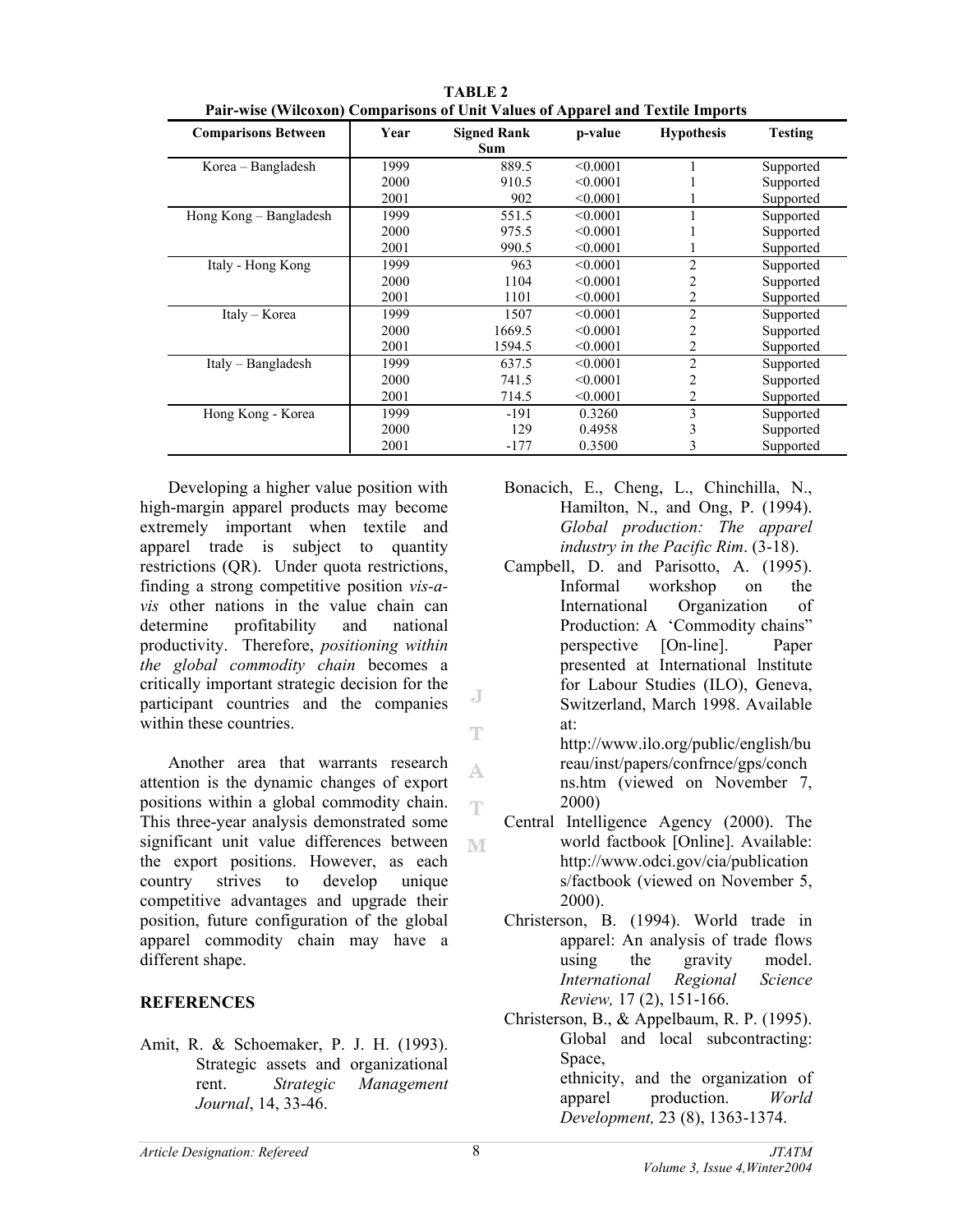**TABLE 2**
**Pair-wise (Wilcoxon) Comparisons of Unit Values of Apparel and Textile Imports**

| Comparisons Between | Year | Signed Rank Sum | p-value | Hypothesis | Testing |
|---|---|---|---|---|---|
| Korea – Bangladesh | 1999 | 889.5 | <0.0001 | 1 | Supported |
| | 2000 | 910.5 | <0.0001 | 1 | Supported |
| | 2001 | 902 | <0.0001 | 1 | Supported |
| Hong Kong – Bangladesh | 1999 | 551.5 | <0.0001 | 1 | Supported |
| | 2000 | 975.5 | <0.0001 | 1 | Supported |
| | 2001 | 990.5 | <0.0001 | 1 | Supported |
| Italy - Hong Kong | 1999 | 963 | <0.0001 | 2 | Supported |
| | 2000 | 1104 | <0.0001 | 2 | Supported |
| | 2001 | 1101 | <0.0001 | 2 | Supported |
| Italy – Korea | 1999 | 1507 | <0.0001 | 2 | Supported |
| | 2000 | 1669.5 | <0.0001 | 2 | Supported |
| | 2001 | 1594.5 | <0.0001 | 2 | Supported |
| Italy – Bangladesh | 1999 | 637.5 | <0.0001 | 2 | Supported |
| | 2000 | 741.5 | <0.0001 | 2 | Supported |
| | 2001 | 714.5 | <0.0001 | 2 | Supported |
| Hong Kong - Korea | 1999 | -191 | 0.3260 | 3 | Supported |
| | 2000 | 129 | 0.4958 | 3 | Supported |
| | 2001 | -177 | 0.3500 | 3 | Supported |

Developing a higher value position with high-margin apparel products may become extremely important when textile and apparel trade is subject to quantity restrictions (QR). Under quota restrictions, finding a strong competitive position *vis-a-vis* other nations in the value chain can determine profitability and national productivity. Therefore, *positioning within the global commodity chain* becomes a critically important strategic decision for the participant countries and the companies within these countries.

Another area that warrants research attention is the dynamic changes of export positions within a global commodity chain. This three-year analysis demonstrated some significant unit value differences between the export positions. However, as each country strives to develop unique competitive advantages and upgrade their position, future configuration of the global apparel commodity chain may have a different shape.

## REFERENCES

Amit, R. & Schoemaker, P. J. H. (1993). Strategic assets and organizational rent. *Strategic Management Journal*, 14, 33-46.

Bonacich, E., Cheng, L., Chinchilla, N., Hamilton, N., and Ong, P. (1994). *Global production: The apparel industry in the Pacific Rim*. (3-18).

Campbell, D. and Parisotto, A. (1995). Informal workshop on the International Organization of Production: A 'Commodity chains" perspective [On-line]. Paper presented at International lnstitute for Labour Studies (ILO), Geneva, Switzerland, March 1998. Available at: http://www.ilo.org/public/english/bureau/inst/papers/confrnce/gps/conchns.htm (viewed on November 7, 2000)

Central Intelligence Agency (2000). The world factbook [Online]. Available: http://www.odci.gov/cia/publications/factbook (viewed on November 5, 2000).

Christerson, B. (1994). World trade in apparel: An analysis of trade flows using the gravity model. *International Regional Science Review,* 17 (2), 151-166.

Christerson, B., & Appelbaum, R. P. (1995). Global and local subcontracting: Space, ethnicity, and the organization of apparel production. *World Development,* 23 (8), 1363-1374.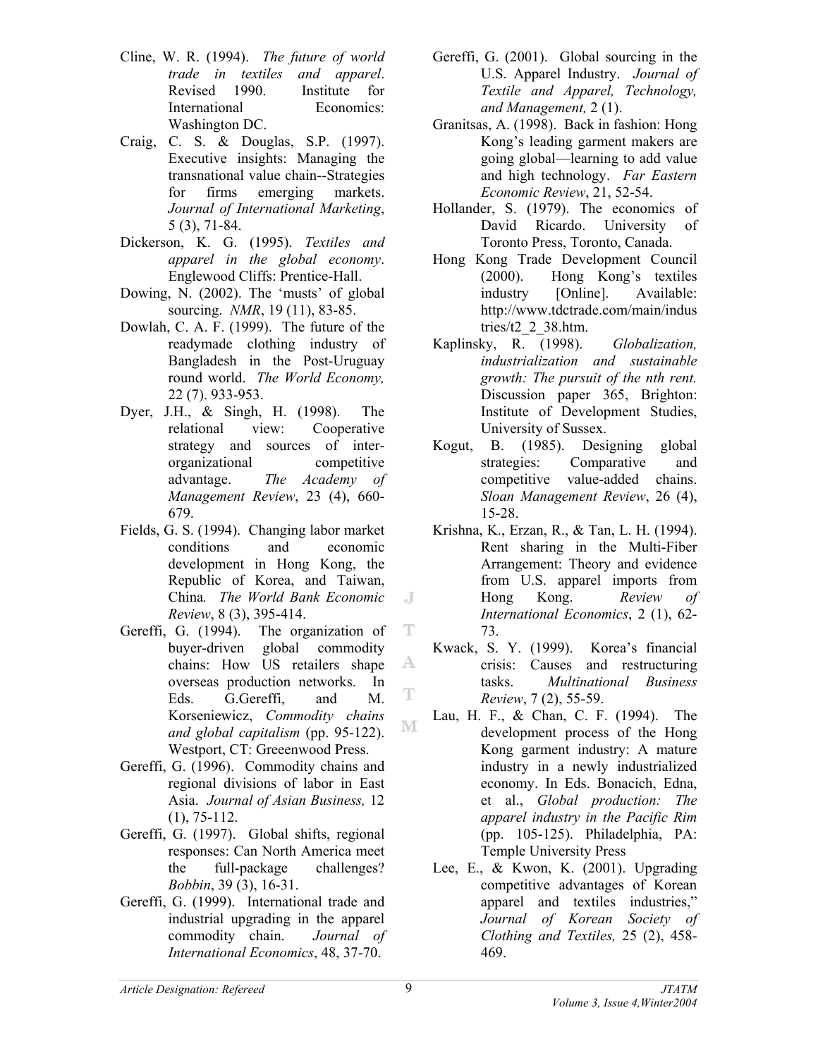Cline, W. R. (1994). *The future of world trade in textiles and apparel*. Revised 1990. Institute for International Economics: Washington DC.

Craig, C. S. & Douglas, S.P. (1997). Executive insights: Managing the transnational value chain--Strategies for firms emerging markets. *Journal of International Marketing*, 5 (3), 71-84.

Dickerson, K. G. (1995). *Textiles and apparel in the global economy*. Englewood Cliffs: Prentice-Hall.

Dowing, N. (2002). The 'musts' of global sourcing. *NMR*, 19 (11), 83-85.

Dowlah, C. A. F. (1999). The future of the readymade clothing industry of Bangladesh in the Post-Uruguay round world. *The World Economy,* 22 (7). 933-953.

Dyer, J.H., & Singh, H. (1998). The relational view: Cooperative strategy and sources of inter-organizational competitive advantage. *The Academy of Management Review*, 23 (4), 660-679.

Fields, G. S. (1994). Changing labor market conditions and economic development in Hong Kong, the Republic of Korea, and Taiwan, China*. The World Bank Economic Review*, 8 (3), 395-414.

Gereffi, G. (1994). The organization of buyer-driven global commodity chains: How US retailers shape overseas production networks. In Eds. G.Gereffi, and M. Korseniewicz, *Commodity chains and global capitalism* (pp. 95-122). Westport, CT: Greeenwood Press.

Gereffi, G. (1996). Commodity chains and regional divisions of labor in East Asia. *Journal of Asian Business,* 12 (1), 75-112.

Gereffi, G. (1997). Global shifts, regional responses: Can North America meet the full-package challenges? *Bobbin*, 39 (3), 16-31.

Gereffi, G. (1999). International trade and industrial upgrading in the apparel commodity chain. *Journal of International Economics*, 48, 37-70.

Gereffi, G. (2001). Global sourcing in the U.S. Apparel Industry. *Journal of Textile and Apparel, Technology, and Management,* 2 (1).

Granitsas, A. (1998). Back in fashion: Hong Kong's leading garment makers are going global—learning to add value and high technology. *Far Eastern Economic Review*, 21, 52-54.

Hollander, S. (1979). The economics of David Ricardo. University of Toronto Press, Toronto, Canada.

Hong Kong Trade Development Council (2000). Hong Kong's textiles industry [Online]. Available: http://www.tdctrade.com/main/industries/t2_2_38.htm.

Kaplinsky, R. (1998). *Globalization, industrialization and sustainable growth: The pursuit of the nth rent.* Discussion paper 365, Brighton: Institute of Development Studies, University of Sussex.

Kogut, B. (1985). Designing global strategies: Comparative and competitive value-added chains. *Sloan Management Review*, 26 (4), 15-28.

Krishna, K., Erzan, R., & Tan, L. H. (1994). Rent sharing in the Multi-Fiber Arrangement: Theory and evidence from U.S. apparel imports from Hong Kong. *Review of International Economics*, 2 (1), 62-73.

Kwack, S. Y. (1999). Korea's financial crisis: Causes and restructuring tasks. *Multinational Business Review*, 7 (2), 55-59.

Lau, H. F., & Chan, C. F. (1994). The development process of the Hong Kong garment industry: A mature industry in a newly industrialized economy. In Eds. Bonacich, Edna, et al., *Global production: The apparel industry in the Pacific Rim* (pp. 105-125). Philadelphia, PA: Temple University Press

Lee, E., & Kwon, K. (2001). Upgrading competitive advantages of Korean apparel and textiles industries," *Journal of Korean Society of Clothing and Textiles,* 25 (2), 458-469.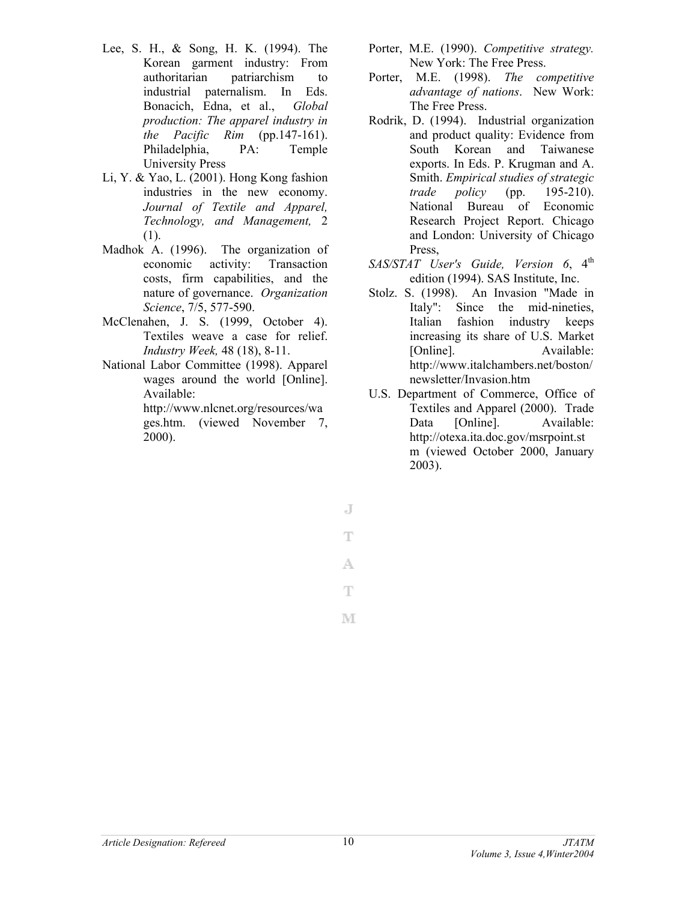Lee, S. H., & Song, H. K. (1994). The Korean garment industry: From authoritarian patriarchism to industrial paternalism. In Eds. Bonacich, Edna, et al., *Global production: The apparel industry in the Pacific Rim* (pp.147-161). Philadelphia, PA: Temple University Press

Li, Y. & Yao, L. (2001). Hong Kong fashion industries in the new economy. *Journal of Textile and Apparel, Technology, and Management,* 2 (1).

Madhok A. (1996). The organization of economic activity: Transaction costs, firm capabilities, and the nature of governance. *Organization Science*, 7/5, 577-590.

McClenahen, J. S. (1999, October 4). Textiles weave a case for relief. *Industry Week,* 48 (18), 8-11.

National Labor Committee (1998). Apparel wages around the world [Online]. Available: http://www.nlcnet.org/resources/wages.htm. (viewed November 7, 2000).

Porter, M.E. (1990). *Competitive strategy.* New York: The Free Press.

Porter, M.E. (1998). *The competitive advantage of nations*. New Work: The Free Press.

Rodrik, D. (1994). Industrial organization and product quality: Evidence from South Korean and Taiwanese exports. In Eds. P. Krugman and A. Smith. *Empirical studies of strategic trade policy* (pp. 195-210). National Bureau of Economic Research Project Report. Chicago and London: University of Chicago Press,

*SAS/STAT User's Guide, Version 6*, 4th edition (1994). SAS Institute, Inc.

Stolz. S. (1998). An Invasion "Made in Italy": Since the mid-nineties, Italian fashion industry keeps increasing its share of U.S. Market [Online]. Available: http://www.italchambers.net/boston/newsletter/Invasion.htm

U.S. Department of Commerce, Office of Textiles and Apparel (2000). Trade Data [Online]. Available: http://otexa.ita.doc.gov/msrpoint.stm (viewed October 2000, January 2003).